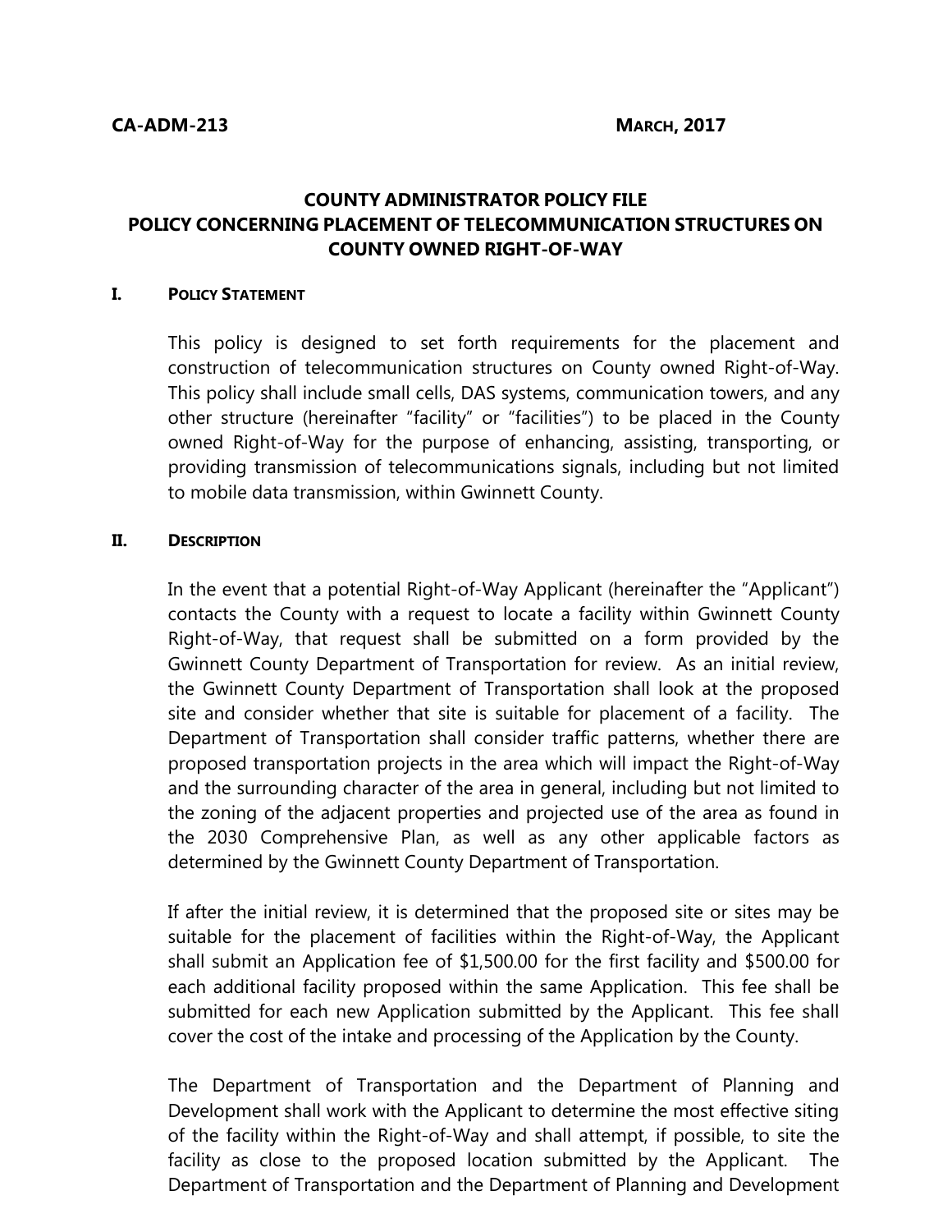**CA-ADM-213** **MARCH, 2017**

# COUNTY ADMINISTRATOR POLICY FILE
# POLICY CONCERNING PLACEMENT OF TELECOMMUNICATION STRUCTURES ON COUNTY OWNED RIGHT-OF-WAY

## I. POLICY STATEMENT

This policy is designed to set forth requirements for the placement and construction of telecommunication structures on County owned Right-of-Way. This policy shall include small cells, DAS systems, communication towers, and any other structure (hereinafter "facility" or "facilities") to be placed in the County owned Right-of-Way for the purpose of enhancing, assisting, transporting, or providing transmission of telecommunications signals, including but not limited to mobile data transmission, within Gwinnett County.

## II. DESCRIPTION

In the event that a potential Right-of-Way Applicant (hereinafter the "Applicant") contacts the County with a request to locate a facility within Gwinnett County Right-of-Way, that request shall be submitted on a form provided by the Gwinnett County Department of Transportation for review. As an initial review, the Gwinnett County Department of Transportation shall look at the proposed site and consider whether that site is suitable for placement of a facility. The Department of Transportation shall consider traffic patterns, whether there are proposed transportation projects in the area which will impact the Right-of-Way and the surrounding character of the area in general, including but not limited to the zoning of the adjacent properties and projected use of the area as found in the 2030 Comprehensive Plan, as well as any other applicable factors as determined by the Gwinnett County Department of Transportation.

If after the initial review, it is determined that the proposed site or sites may be suitable for the placement of facilities within the Right-of-Way, the Applicant shall submit an Application fee of $1,500.00 for the first facility and $500.00 for each additional facility proposed within the same Application. This fee shall be submitted for each new Application submitted by the Applicant. This fee shall cover the cost of the intake and processing of the Application by the County.

The Department of Transportation and the Department of Planning and Development shall work with the Applicant to determine the most effective siting of the facility within the Right-of-Way and shall attempt, if possible, to site the facility as close to the proposed location submitted by the Applicant. The Department of Transportation and the Department of Planning and Development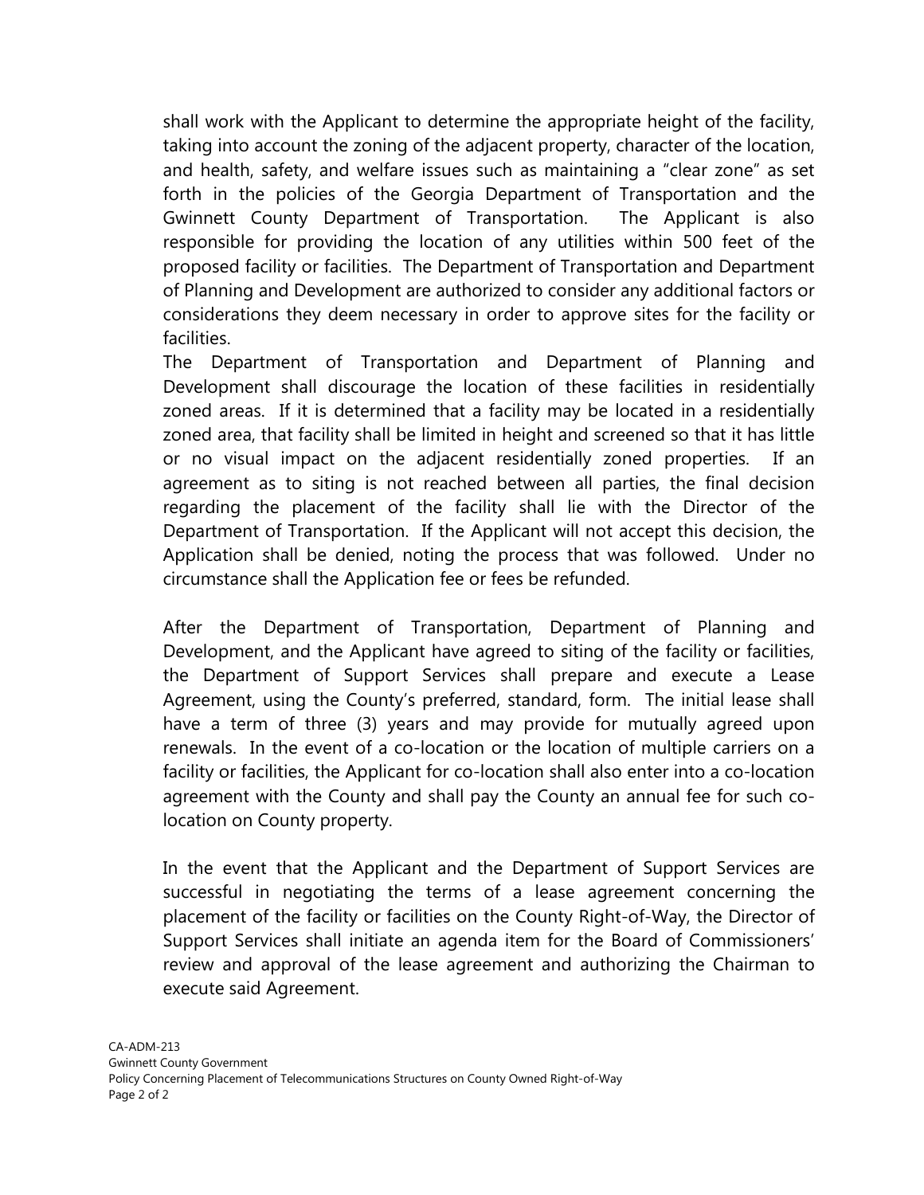shall work with the Applicant to determine the appropriate height of the facility, taking into account the zoning of the adjacent property, character of the location, and health, safety, and welfare issues such as maintaining a "clear zone" as set forth in the policies of the Georgia Department of Transportation and the Gwinnett County Department of Transportation. The Applicant is also responsible for providing the location of any utilities within 500 feet of the proposed facility or facilities. The Department of Transportation and Department of Planning and Development are authorized to consider any additional factors or considerations they deem necessary in order to approve sites for the facility or facilities.

The Department of Transportation and Department of Planning and Development shall discourage the location of these facilities in residentially zoned areas. If it is determined that a facility may be located in a residentially zoned area, that facility shall be limited in height and screened so that it has little or no visual impact on the adjacent residentially zoned properties. If an agreement as to siting is not reached between all parties, the final decision regarding the placement of the facility shall lie with the Director of the Department of Transportation. If the Applicant will not accept this decision, the Application shall be denied, noting the process that was followed. Under no circumstance shall the Application fee or fees be refunded.

After the Department of Transportation, Department of Planning and Development, and the Applicant have agreed to siting of the facility or facilities, the Department of Support Services shall prepare and execute a Lease Agreement, using the County's preferred, standard, form. The initial lease shall have a term of three (3) years and may provide for mutually agreed upon renewals. In the event of a co-location or the location of multiple carriers on a facility or facilities, the Applicant for co-location shall also enter into a co-location agreement with the County and shall pay the County an annual fee for such co-location on County property.

In the event that the Applicant and the Department of Support Services are successful in negotiating the terms of a lease agreement concerning the placement of the facility or facilities on the County Right-of-Way, the Director of Support Services shall initiate an agenda item for the Board of Commissioners' review and approval of the lease agreement and authorizing the Chairman to execute said Agreement.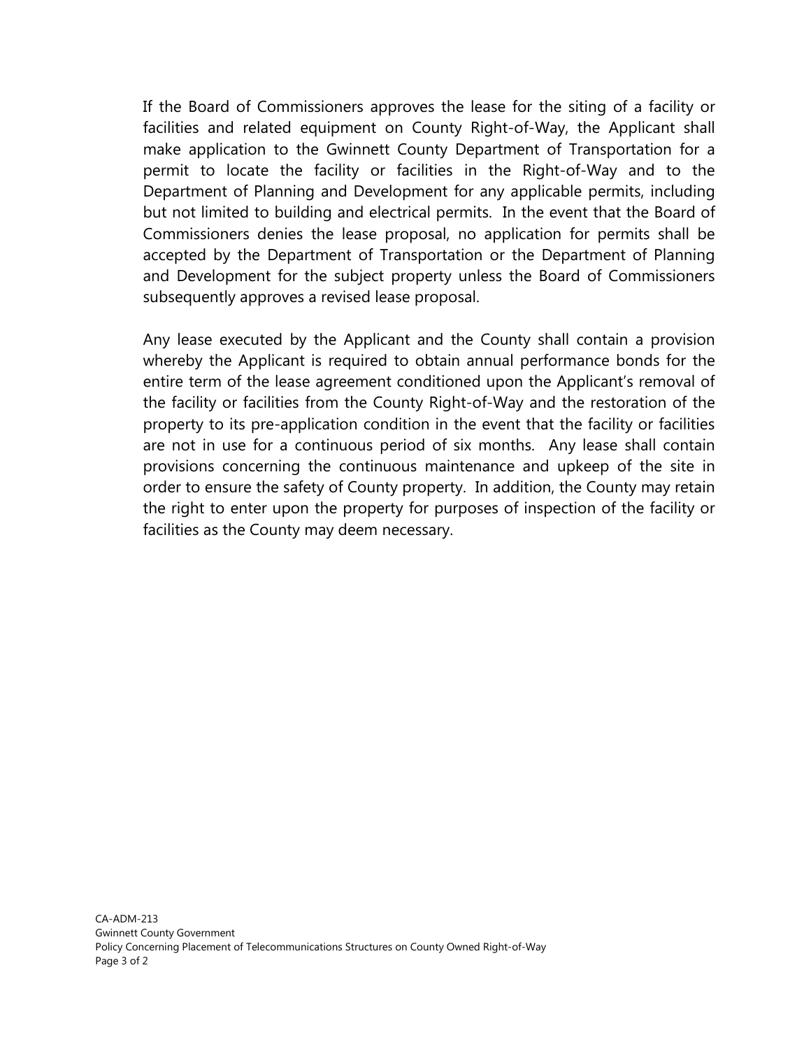If the Board of Commissioners approves the lease for the siting of a facility or facilities and related equipment on County Right-of-Way, the Applicant shall make application to the Gwinnett County Department of Transportation for a permit to locate the facility or facilities in the Right-of-Way and to the Department of Planning and Development for any applicable permits, including but not limited to building and electrical permits. In the event that the Board of Commissioners denies the lease proposal, no application for permits shall be accepted by the Department of Transportation or the Department of Planning and Development for the subject property unless the Board of Commissioners subsequently approves a revised lease proposal.

Any lease executed by the Applicant and the County shall contain a provision whereby the Applicant is required to obtain annual performance bonds for the entire term of the lease agreement conditioned upon the Applicant's removal of the facility or facilities from the County Right-of-Way and the restoration of the property to its pre-application condition in the event that the facility or facilities are not in use for a continuous period of six months. Any lease shall contain provisions concerning the continuous maintenance and upkeep of the site in order to ensure the safety of County property. In addition, the County may retain the right to enter upon the property for purposes of inspection of the facility or facilities as the County may deem necessary.